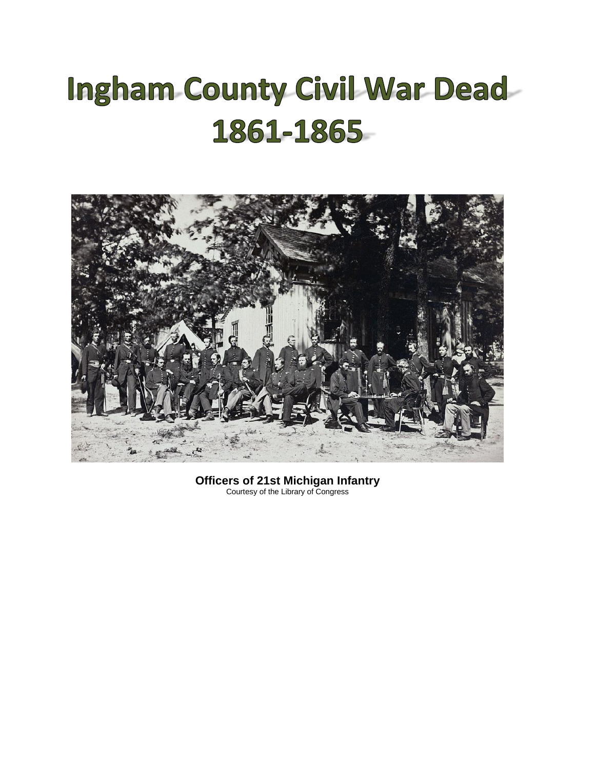# Ingham County Civil War Dead
# 1861-1865

**Officers of 21st Michigan Infantry**
Courtesy of the Library of Congress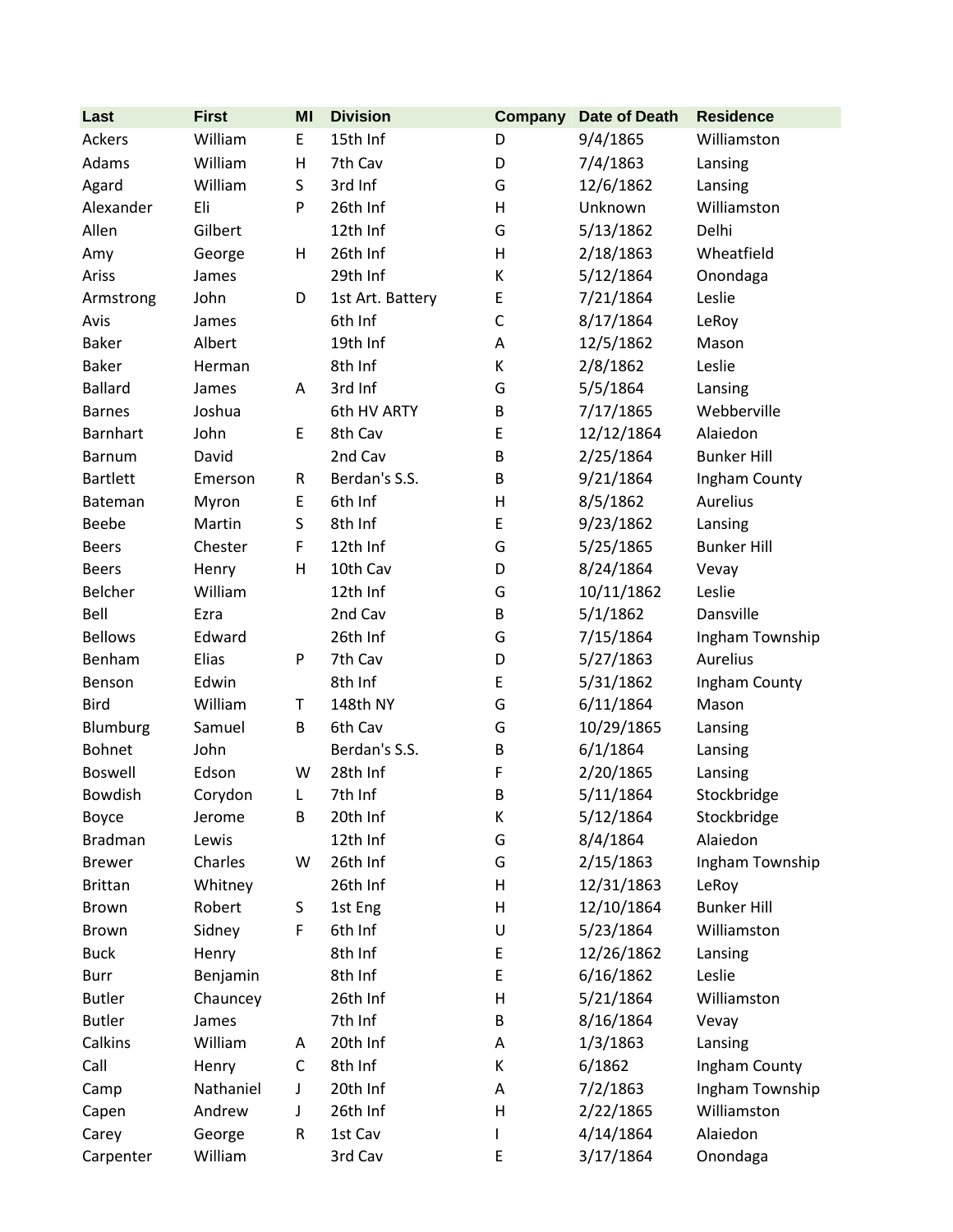| Last | First | MI | Division | Company | Date of Death | Residence |
|---|---|---|---|---|---|---|
| Ackers | William | E | 15th Inf | D | 9/4/1865 | Williamston |
| Adams | William | H | 7th Cav | D | 7/4/1863 | Lansing |
| Agard | William | S | 3rd Inf | G | 12/6/1862 | Lansing |
| Alexander | Eli | P | 26th Inf | H | Unknown | Williamston |
| Allen | Gilbert | | 12th Inf | G | 5/13/1862 | Delhi |
| Amy | George | H | 26th Inf | H | 2/18/1863 | Wheatfield |
| Ariss | James | | 29th Inf | K | 5/12/1864 | Onondaga |
| Armstrong | John | D | 1st Art. Battery | E | 7/21/1864 | Leslie |
| Avis | James | | 6th Inf | C | 8/17/1864 | LeRoy |
| Baker | Albert | | 19th Inf | A | 12/5/1862 | Mason |
| Baker | Herman | | 8th Inf | K | 2/8/1862 | Leslie |
| Ballard | James | A | 3rd Inf | G | 5/5/1864 | Lansing |
| Barnes | Joshua | | 6th HV ARTY | B | 7/17/1865 | Webberville |
| Barnhart | John | E | 8th Cav | E | 12/12/1864 | Alaiedon |
| Barnum | David | | 2nd Cav | B | 2/25/1864 | Bunker Hill |
| Bartlett | Emerson | R | Berdan's S.S. | B | 9/21/1864 | Ingham County |
| Bateman | Myron | E | 6th Inf | H | 8/5/1862 | Aurelius |
| Beebe | Martin | S | 8th Inf | E | 9/23/1862 | Lansing |
| Beers | Chester | F | 12th Inf | G | 5/25/1865 | Bunker Hill |
| Beers | Henry | H | 10th Cav | D | 8/24/1864 | Vevay |
| Belcher | William | | 12th Inf | G | 10/11/1862 | Leslie |
| Bell | Ezra | | 2nd Cav | B | 5/1/1862 | Dansville |
| Bellows | Edward | | 26th Inf | G | 7/15/1864 | Ingham Township |
| Benham | Elias | P | 7th Cav | D | 5/27/1863 | Aurelius |
| Benson | Edwin | | 8th Inf | E | 5/31/1862 | Ingham County |
| Bird | William | T | 148th NY | G | 6/11/1864 | Mason |
| Blumburg | Samuel | B | 6th Cav | G | 10/29/1865 | Lansing |
| Bohnet | John | | Berdan's S.S. | B | 6/1/1864 | Lansing |
| Boswell | Edson | W | 28th Inf | F | 2/20/1865 | Lansing |
| Bowdish | Corydon | L | 7th Inf | B | 5/11/1864 | Stockbridge |
| Boyce | Jerome | B | 20th Inf | K | 5/12/1864 | Stockbridge |
| Bradman | Lewis | | 12th Inf | G | 8/4/1864 | Alaiedon |
| Brewer | Charles | W | 26th Inf | G | 2/15/1863 | Ingham Township |
| Brittan | Whitney | | 26th Inf | H | 12/31/1863 | LeRoy |
| Brown | Robert | S | 1st Eng | H | 12/10/1864 | Bunker Hill |
| Brown | Sidney | F | 6th Inf | U | 5/23/1864 | Williamston |
| Buck | Henry | | 8th Inf | E | 12/26/1862 | Lansing |
| Burr | Benjamin | | 8th Inf | E | 6/16/1862 | Leslie |
| Butler | Chauncey | | 26th Inf | H | 5/21/1864 | Williamston |
| Butler | James | | 7th Inf | B | 8/16/1864 | Vevay |
| Calkins | William | A | 20th Inf | A | 1/3/1863 | Lansing |
| Call | Henry | C | 8th Inf | K | 6/1862 | Ingham County |
| Camp | Nathaniel | J | 20th Inf | A | 7/2/1863 | Ingham Township |
| Capen | Andrew | J | 26th Inf | H | 2/22/1865 | Williamston |
| Carey | George | R | 1st Cav | I | 4/14/1864 | Alaiedon |
| Carpenter | William | | 3rd Cav | E | 3/17/1864 | Onondaga |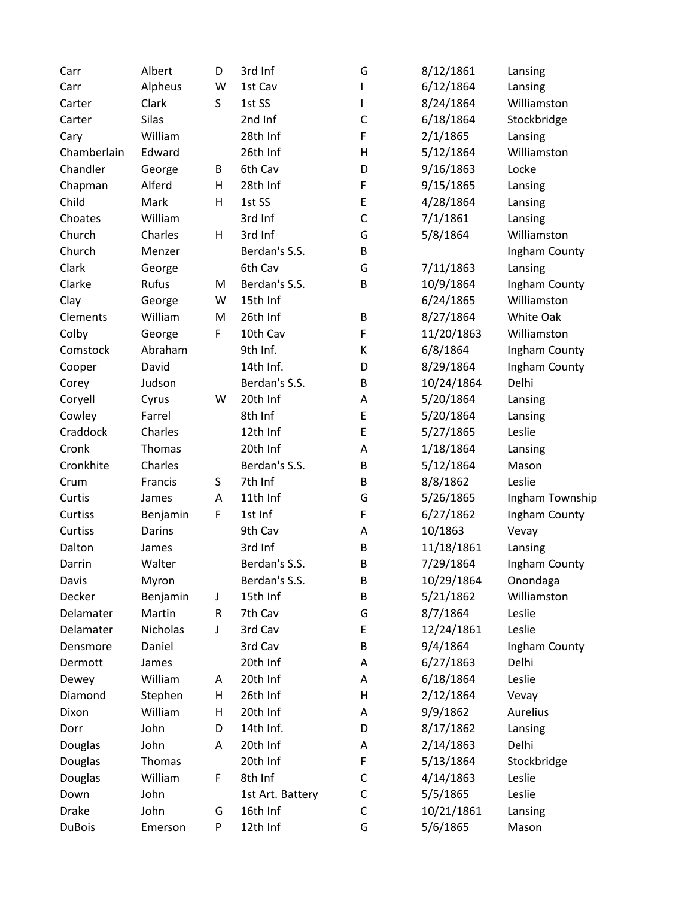| | | | | | | |
|---|---|---|---|---|---|---|
| Carr | Albert | D | 3rd Inf | G | 8/12/1861 | Lansing |
| Carr | Alpheus | W | 1st Cav | I | 6/12/1864 | Lansing |
| Carter | Clark | S | 1st SS | I | 8/24/1864 | Williamston |
| Carter | Silas | | 2nd Inf | C | 6/18/1864 | Stockbridge |
| Cary | William | | 28th Inf | F | 2/1/1865 | Lansing |
| Chamberlain | Edward | | 26th Inf | H | 5/12/1864 | Williamston |
| Chandler | George | B | 6th Cav | D | 9/16/1863 | Locke |
| Chapman | Alferd | H | 28th Inf | F | 9/15/1865 | Lansing |
| Child | Mark | H | 1st SS | E | 4/28/1864 | Lansing |
| Choates | William | | 3rd Inf | C | 7/1/1861 | Lansing |
| Church | Charles | H | 3rd Inf | G | 5/8/1864 | Williamston |
| Church | Menzer | | Berdan's S.S. | B | | Ingham County |
| Clark | George | | 6th Cav | G | 7/11/1863 | Lansing |
| Clarke | Rufus | M | Berdan's S.S. | B | 10/9/1864 | Ingham County |
| Clay | George | W | 15th Inf | | 6/24/1865 | Williamston |
| Clements | William | M | 26th Inf | B | 8/27/1864 | White Oak |
| Colby | George | F | 10th Cav | F | 11/20/1863 | Williamston |
| Comstock | Abraham | | 9th Inf. | K | 6/8/1864 | Ingham County |
| Cooper | David | | 14th Inf. | D | 8/29/1864 | Ingham County |
| Corey | Judson | | Berdan's S.S. | B | 10/24/1864 | Delhi |
| Coryell | Cyrus | W | 20th Inf | A | 5/20/1864 | Lansing |
| Cowley | Farrel | | 8th Inf | E | 5/20/1864 | Lansing |
| Craddock | Charles | | 12th Inf | E | 5/27/1865 | Leslie |
| Cronk | Thomas | | 20th Inf | A | 1/18/1864 | Lansing |
| Cronkhite | Charles | | Berdan's S.S. | B | 5/12/1864 | Mason |
| Crum | Francis | S | 7th Inf | B | 8/8/1862 | Leslie |
| Curtis | James | A | 11th Inf | G | 5/26/1865 | Ingham Township |
| Curtiss | Benjamin | F | 1st Inf | F | 6/27/1862 | Ingham County |
| Curtiss | Darins | | 9th Cav | A | 10/1863 | Vevay |
| Dalton | James | | 3rd Inf | B | 11/18/1861 | Lansing |
| Darrin | Walter | | Berdan's S.S. | B | 7/29/1864 | Ingham County |
| Davis | Myron | | Berdan's S.S. | B | 10/29/1864 | Onondaga |
| Decker | Benjamin | J | 15th Inf | B | 5/21/1862 | Williamston |
| Delamater | Martin | R | 7th Cav | G | 8/7/1864 | Leslie |
| Delamater | Nicholas | J | 3rd Cav | E | 12/24/1861 | Leslie |
| Densmore | Daniel | | 3rd Cav | B | 9/4/1864 | Ingham County |
| Dermott | James | | 20th Inf | A | 6/27/1863 | Delhi |
| Dewey | William | A | 20th Inf | A | 6/18/1864 | Leslie |
| Diamond | Stephen | H | 26th Inf | H | 2/12/1864 | Vevay |
| Dixon | William | H | 20th Inf | A | 9/9/1862 | Aurelius |
| Dorr | John | D | 14th Inf. | D | 8/17/1862 | Lansing |
| Douglas | John | A | 20th Inf | A | 2/14/1863 | Delhi |
| Douglas | Thomas | | 20th Inf | F | 5/13/1864 | Stockbridge |
| Douglas | William | F | 8th Inf | C | 4/14/1863 | Leslie |
| Down | John | | 1st Art. Battery | C | 5/5/1865 | Leslie |
| Drake | John | G | 16th Inf | C | 10/21/1861 | Lansing |
| DuBois | Emerson | P | 12th Inf | G | 5/6/1865 | Mason |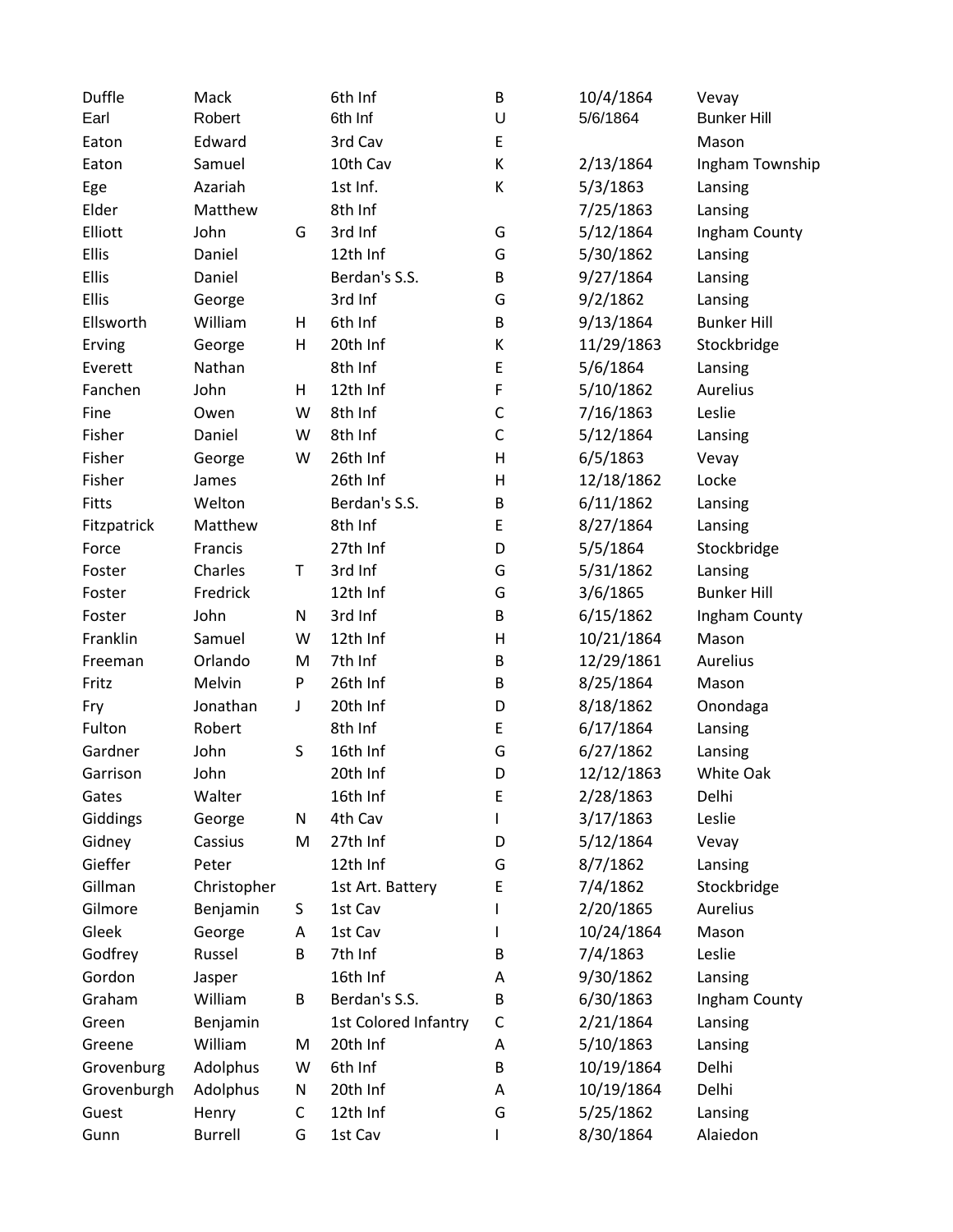| | | | | | | |
|---|---|---|---|---|---|---|
| Duffle | Mack | | 6th Inf | B | 10/4/1864 | Vevay |
| Earl | Robert | | 6th Inf | U | 5/6/1864 | Bunker Hill |
| Eaton | Edward | | 3rd Cav | E | | Mason |
| Eaton | Samuel | | 10th Cav | K | 2/13/1864 | Ingham Township |
| Ege | Azariah | | 1st Inf. | K | 5/3/1863 | Lansing |
| Elder | Matthew | | 8th Inf | | 7/25/1863 | Lansing |
| Elliott | John | G | 3rd Inf | G | 5/12/1864 | Ingham County |
| Ellis | Daniel | | 12th Inf | G | 5/30/1862 | Lansing |
| Ellis | Daniel | | Berdan's S.S. | B | 9/27/1864 | Lansing |
| Ellis | George | | 3rd Inf | G | 9/2/1862 | Lansing |
| Ellsworth | William | H | 6th Inf | B | 9/13/1864 | Bunker Hill |
| Erving | George | H | 20th Inf | K | 11/29/1863 | Stockbridge |
| Everett | Nathan | | 8th Inf | E | 5/6/1864 | Lansing |
| Fanchen | John | H | 12th Inf | F | 5/10/1862 | Aurelius |
| Fine | Owen | W | 8th Inf | C | 7/16/1863 | Leslie |
| Fisher | Daniel | W | 8th Inf | C | 5/12/1864 | Lansing |
| Fisher | George | W | 26th Inf | H | 6/5/1863 | Vevay |
| Fisher | James | | 26th Inf | H | 12/18/1862 | Locke |
| Fitts | Welton | | Berdan's S.S. | B | 6/11/1862 | Lansing |
| Fitzpatrick | Matthew | | 8th Inf | E | 8/27/1864 | Lansing |
| Force | Francis | | 27th Inf | D | 5/5/1864 | Stockbridge |
| Foster | Charles | T | 3rd Inf | G | 5/31/1862 | Lansing |
| Foster | Fredrick | | 12th Inf | G | 3/6/1865 | Bunker Hill |
| Foster | John | N | 3rd Inf | B | 6/15/1862 | Ingham County |
| Franklin | Samuel | W | 12th Inf | H | 10/21/1864 | Mason |
| Freeman | Orlando | M | 7th Inf | B | 12/29/1861 | Aurelius |
| Fritz | Melvin | P | 26th Inf | B | 8/25/1864 | Mason |
| Fry | Jonathan | J | 20th Inf | D | 8/18/1862 | Onondaga |
| Fulton | Robert | | 8th Inf | E | 6/17/1864 | Lansing |
| Gardner | John | S | 16th Inf | G | 6/27/1862 | Lansing |
| Garrison | John | | 20th Inf | D | 12/12/1863 | White Oak |
| Gates | Walter | | 16th Inf | E | 2/28/1863 | Delhi |
| Giddings | George | N | 4th Cav | I | 3/17/1863 | Leslie |
| Gidney | Cassius | M | 27th Inf | D | 5/12/1864 | Vevay |
| Gieffer | Peter | | 12th Inf | G | 8/7/1862 | Lansing |
| Gillman | Christopher | | 1st Art. Battery | E | 7/4/1862 | Stockbridge |
| Gilmore | Benjamin | S | 1st Cav | I | 2/20/1865 | Aurelius |
| Gleek | George | A | 1st Cav | I | 10/24/1864 | Mason |
| Godfrey | Russel | B | 7th Inf | B | 7/4/1863 | Leslie |
| Gordon | Jasper | | 16th Inf | A | 9/30/1862 | Lansing |
| Graham | William | B | Berdan's S.S. | B | 6/30/1863 | Ingham County |
| Green | Benjamin | | 1st Colored Infantry | C | 2/21/1864 | Lansing |
| Greene | William | M | 20th Inf | A | 5/10/1863 | Lansing |
| Grovenburg | Adolphus | W | 6th Inf | B | 10/19/1864 | Delhi |
| Grovenburgh | Adolphus | N | 20th Inf | A | 10/19/1864 | Delhi |
| Guest | Henry | C | 12th Inf | G | 5/25/1862 | Lansing |
| Gunn | Burrell | G | 1st Cav | I | 8/30/1864 | Alaiedon |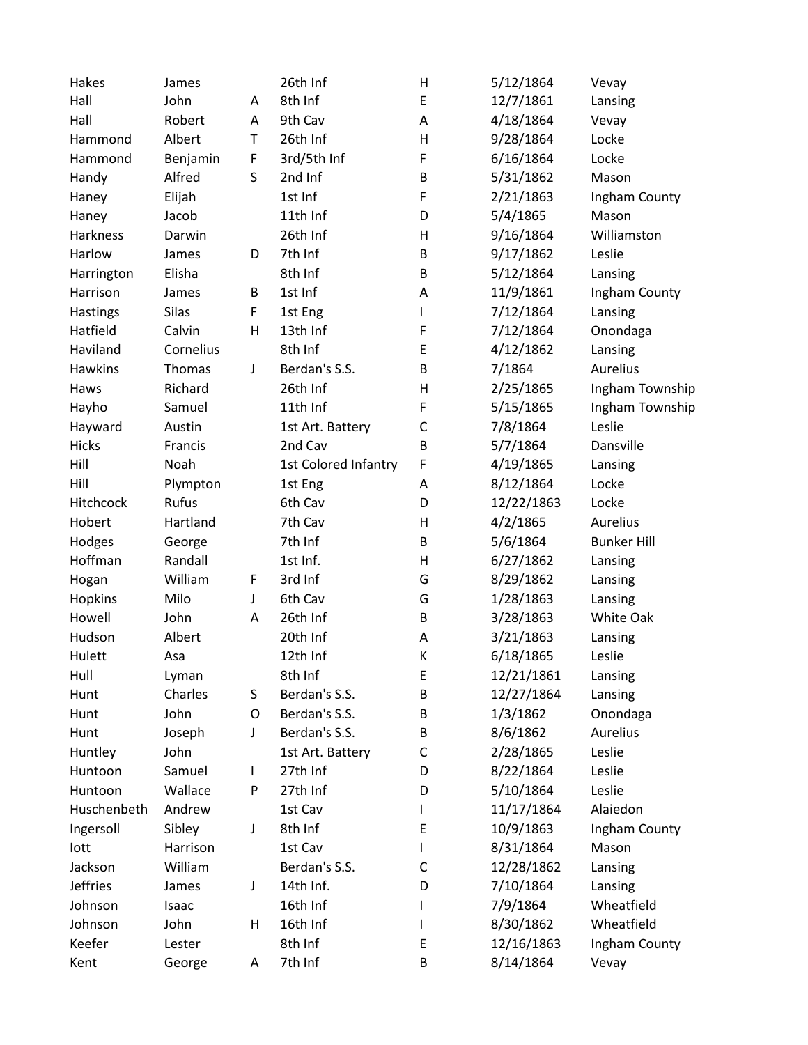| | | | | | | |
|---|---|---|---|---|---|---|
| Hakes | James | | 26th Inf | H | 5/12/1864 | Vevay |
| Hall | John | A | 8th Inf | E | 12/7/1861 | Lansing |
| Hall | Robert | A | 9th Cav | A | 4/18/1864 | Vevay |
| Hammond | Albert | T | 26th Inf | H | 9/28/1864 | Locke |
| Hammond | Benjamin | F | 3rd/5th Inf | F | 6/16/1864 | Locke |
| Handy | Alfred | S | 2nd Inf | B | 5/31/1862 | Mason |
| Haney | Elijah | | 1st Inf | F | 2/21/1863 | Ingham County |
| Haney | Jacob | | 11th Inf | D | 5/4/1865 | Mason |
| Harkness | Darwin | | 26th Inf | H | 9/16/1864 | Williamston |
| Harlow | James | D | 7th Inf | B | 9/17/1862 | Leslie |
| Harrington | Elisha | | 8th Inf | B | 5/12/1864 | Lansing |
| Harrison | James | B | 1st Inf | A | 11/9/1861 | Ingham County |
| Hastings | Silas | F | 1st Eng | I | 7/12/1864 | Lansing |
| Hatfield | Calvin | H | 13th Inf | F | 7/12/1864 | Onondaga |
| Haviland | Cornelius | | 8th Inf | E | 4/12/1862 | Lansing |
| Hawkins | Thomas | J | Berdan's S.S. | B | 7/1864 | Aurelius |
| Haws | Richard | | 26th Inf | H | 2/25/1865 | Ingham Township |
| Hayho | Samuel | | 11th Inf | F | 5/15/1865 | Ingham Township |
| Hayward | Austin | | 1st Art. Battery | C | 7/8/1864 | Leslie |
| Hicks | Francis | | 2nd Cav | B | 5/7/1864 | Dansville |
| Hill | Noah | | 1st Colored Infantry | F | 4/19/1865 | Lansing |
| Hill | Plympton | | 1st Eng | A | 8/12/1864 | Locke |
| Hitchcock | Rufus | | 6th Cav | D | 12/22/1863 | Locke |
| Hobert | Hartland | | 7th Cav | H | 4/2/1865 | Aurelius |
| Hodges | George | | 7th Inf | B | 5/6/1864 | Bunker Hill |
| Hoffman | Randall | | 1st Inf. | H | 6/27/1862 | Lansing |
| Hogan | William | F | 3rd Inf | G | 8/29/1862 | Lansing |
| Hopkins | Milo | J | 6th Cav | G | 1/28/1863 | Lansing |
| Howell | John | A | 26th Inf | B | 3/28/1863 | White Oak |
| Hudson | Albert | | 20th Inf | A | 3/21/1863 | Lansing |
| Hulett | Asa | | 12th Inf | K | 6/18/1865 | Leslie |
| Hull | Lyman | | 8th Inf | E | 12/21/1861 | Lansing |
| Hunt | Charles | S | Berdan's S.S. | B | 12/27/1864 | Lansing |
| Hunt | John | O | Berdan's S.S. | B | 1/3/1862 | Onondaga |
| Hunt | Joseph | J | Berdan's S.S. | B | 8/6/1862 | Aurelius |
| Huntley | John | | 1st Art. Battery | C | 2/28/1865 | Leslie |
| Huntoon | Samuel | I | 27th Inf | D | 8/22/1864 | Leslie |
| Huntoon | Wallace | P | 27th Inf | D | 5/10/1864 | Leslie |
| Huschenbeth | Andrew | | 1st Cav | I | 11/17/1864 | Alaiedon |
| Ingersoll | Sibley | J | 8th Inf | E | 10/9/1863 | Ingham County |
| Iott | Harrison | | 1st Cav | I | 8/31/1864 | Mason |
| Jackson | William | | Berdan's S.S. | C | 12/28/1862 | Lansing |
| Jeffries | James | J | 14th Inf. | D | 7/10/1864 | Lansing |
| Johnson | Isaac | | 16th Inf | I | 7/9/1864 | Wheatfield |
| Johnson | John | H | 16th Inf | I | 8/30/1862 | Wheatfield |
| Keefer | Lester | | 8th Inf | E | 12/16/1863 | Ingham County |
| Kent | George | A | 7th Inf | B | 8/14/1864 | Vevay |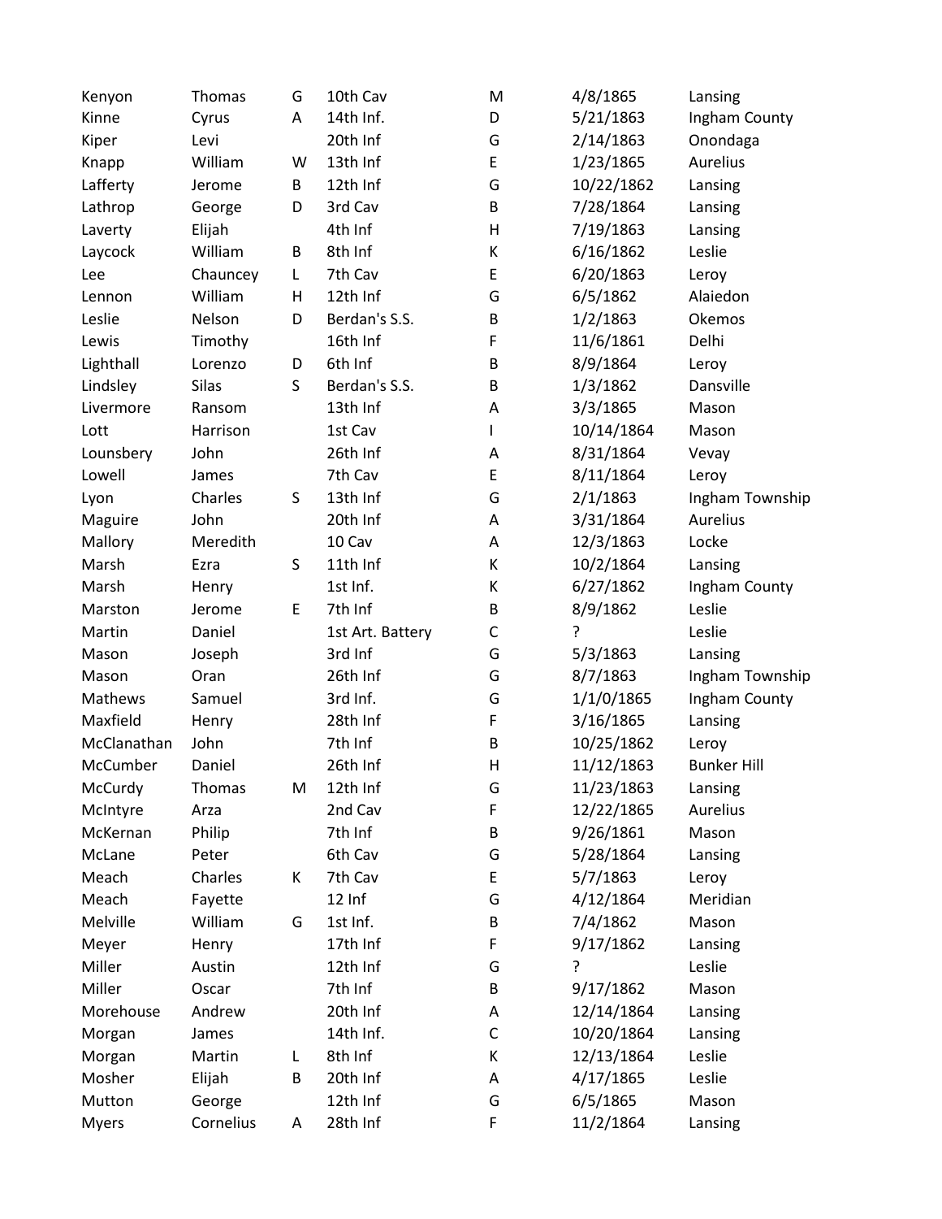| | | | | | | |
|---|---|---|---|---|---|---|
| Kenyon | Thomas | G | 10th Cav | M | 4/8/1865 | Lansing |
| Kinne | Cyrus | A | 14th Inf. | D | 5/21/1863 | Ingham County |
| Kiper | Levi | | 20th Inf | G | 2/14/1863 | Onondaga |
| Knapp | William | W | 13th Inf | E | 1/23/1865 | Aurelius |
| Lafferty | Jerome | B | 12th Inf | G | 10/22/1862 | Lansing |
| Lathrop | George | D | 3rd Cav | B | 7/28/1864 | Lansing |
| Laverty | Elijah | | 4th Inf | H | 7/19/1863 | Lansing |
| Laycock | William | B | 8th Inf | K | 6/16/1862 | Leslie |
| Lee | Chauncey | L | 7th Cav | E | 6/20/1863 | Leroy |
| Lennon | William | H | 12th Inf | G | 6/5/1862 | Alaiedon |
| Leslie | Nelson | D | Berdan's S.S. | B | 1/2/1863 | Okemos |
| Lewis | Timothy | | 16th Inf | F | 11/6/1861 | Delhi |
| Lighthall | Lorenzo | D | 6th Inf | B | 8/9/1864 | Leroy |
| Lindsley | Silas | S | Berdan's S.S. | B | 1/3/1862 | Dansville |
| Livermore | Ransom | | 13th Inf | A | 3/3/1865 | Mason |
| Lott | Harrison | | 1st Cav | I | 10/14/1864 | Mason |
| Lounsbery | John | | 26th Inf | A | 8/31/1864 | Vevay |
| Lowell | James | | 7th Cav | E | 8/11/1864 | Leroy |
| Lyon | Charles | S | 13th Inf | G | 2/1/1863 | Ingham Township |
| Maguire | John | | 20th Inf | A | 3/31/1864 | Aurelius |
| Mallory | Meredith | | 10 Cav | A | 12/3/1863 | Locke |
| Marsh | Ezra | S | 11th Inf | K | 10/2/1864 | Lansing |
| Marsh | Henry | | 1st Inf. | K | 6/27/1862 | Ingham County |
| Marston | Jerome | E | 7th Inf | B | 8/9/1862 | Leslie |
| Martin | Daniel | | 1st Art. Battery | C | ? | Leslie |
| Mason | Joseph | | 3rd Inf | G | 5/3/1863 | Lansing |
| Mason | Oran | | 26th Inf | G | 8/7/1863 | Ingham Township |
| Mathews | Samuel | | 3rd Inf. | G | 1/1/0/1865 | Ingham County |
| Maxfield | Henry | | 28th Inf | F | 3/16/1865 | Lansing |
| McClanathan | John | | 7th Inf | B | 10/25/1862 | Leroy |
| McCumber | Daniel | | 26th Inf | H | 11/12/1863 | Bunker Hill |
| McCurdy | Thomas | M | 12th Inf | G | 11/23/1863 | Lansing |
| McIntyre | Arza | | 2nd Cav | F | 12/22/1865 | Aurelius |
| McKernan | Philip | | 7th Inf | B | 9/26/1861 | Mason |
| McLane | Peter | | 6th Cav | G | 5/28/1864 | Lansing |
| Meach | Charles | K | 7th Cav | E | 5/7/1863 | Leroy |
| Meach | Fayette | | 12 Inf | G | 4/12/1864 | Meridian |
| Melville | William | G | 1st Inf. | B | 7/4/1862 | Mason |
| Meyer | Henry | | 17th Inf | F | 9/17/1862 | Lansing |
| Miller | Austin | | 12th Inf | G | ? | Leslie |
| Miller | Oscar | | 7th Inf | B | 9/17/1862 | Mason |
| Morehouse | Andrew | | 20th Inf | A | 12/14/1864 | Lansing |
| Morgan | James | | 14th Inf. | C | 10/20/1864 | Lansing |
| Morgan | Martin | L | 8th Inf | K | 12/13/1864 | Leslie |
| Mosher | Elijah | B | 20th Inf | A | 4/17/1865 | Leslie |
| Mutton | George | | 12th Inf | G | 6/5/1865 | Mason |
| Myers | Cornelius | A | 28th Inf | F | 11/2/1864 | Lansing |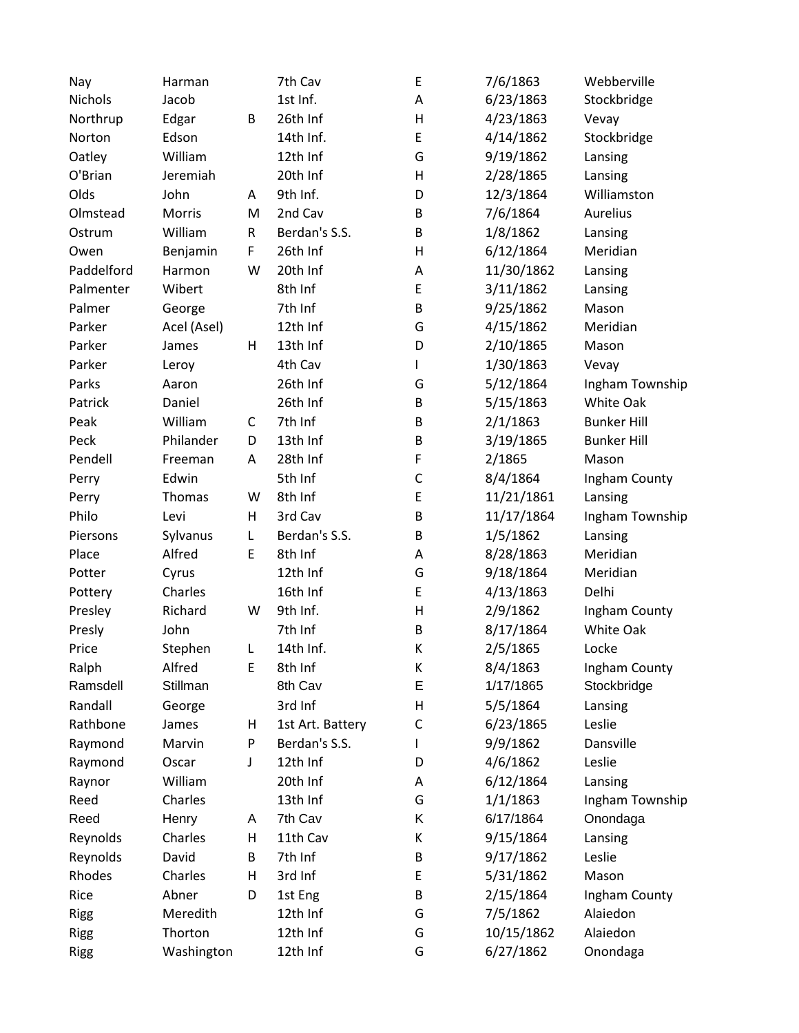| | | | | | | |
|---|---|---|---|---|---|---|
| Nay | Harman | | 7th Cav | E | 7/6/1863 | Webberville |
| Nichols | Jacob | | 1st Inf. | A | 6/23/1863 | Stockbridge |
| Northrup | Edgar | B | 26th Inf | H | 4/23/1863 | Vevay |
| Norton | Edson | | 14th Inf. | E | 4/14/1862 | Stockbridge |
| Oatley | William | | 12th Inf | G | 9/19/1862 | Lansing |
| O'Brian | Jeremiah | | 20th Inf | H | 2/28/1865 | Lansing |
| Olds | John | A | 9th Inf. | D | 12/3/1864 | Williamston |
| Olmstead | Morris | M | 2nd Cav | B | 7/6/1864 | Aurelius |
| Ostrum | William | R | Berdan's S.S. | B | 1/8/1862 | Lansing |
| Owen | Benjamin | F | 26th Inf | H | 6/12/1864 | Meridian |
| Paddelford | Harmon | W | 20th Inf | A | 11/30/1862 | Lansing |
| Palmenter | Wibert | | 8th Inf | E | 3/11/1862 | Lansing |
| Palmer | George | | 7th Inf | B | 9/25/1862 | Mason |
| Parker | Acel (Asel) | | 12th Inf | G | 4/15/1862 | Meridian |
| Parker | James | H | 13th Inf | D | 2/10/1865 | Mason |
| Parker | Leroy | | 4th Cav | I | 1/30/1863 | Vevay |
| Parks | Aaron | | 26th Inf | G | 5/12/1864 | Ingham Township |
| Patrick | Daniel | | 26th Inf | B | 5/15/1863 | White Oak |
| Peak | William | C | 7th Inf | B | 2/1/1863 | Bunker Hill |
| Peck | Philander | D | 13th Inf | B | 3/19/1865 | Bunker Hill |
| Pendell | Freeman | A | 28th Inf | F | 2/1865 | Mason |
| Perry | Edwin | | 5th Inf | C | 8/4/1864 | Ingham County |
| Perry | Thomas | W | 8th Inf | E | 11/21/1861 | Lansing |
| Philo | Levi | H | 3rd Cav | B | 11/17/1864 | Ingham Township |
| Piersons | Sylvanus | L | Berdan's S.S. | B | 1/5/1862 | Lansing |
| Place | Alfred | E | 8th Inf | A | 8/28/1863 | Meridian |
| Potter | Cyrus | | 12th Inf | G | 9/18/1864 | Meridian |
| Pottery | Charles | | 16th Inf | E | 4/13/1863 | Delhi |
| Presley | Richard | W | 9th Inf. | H | 2/9/1862 | Ingham County |
| Presly | John | | 7th Inf | B | 8/17/1864 | White Oak |
| Price | Stephen | L | 14th Inf. | K | 2/5/1865 | Locke |
| Ralph | Alfred | E | 8th Inf | K | 8/4/1863 | Ingham County |
| Ramsdell | Stillman | | 8th Cav | E | 1/17/1865 | Stockbridge |
| Randall | George | | 3rd Inf | H | 5/5/1864 | Lansing |
| Rathbone | James | H | 1st Art. Battery | C | 6/23/1865 | Leslie |
| Raymond | Marvin | P | Berdan's S.S. | I | 9/9/1862 | Dansville |
| Raymond | Oscar | J | 12th Inf | D | 4/6/1862 | Leslie |
| Raynor | William | | 20th Inf | A | 6/12/1864 | Lansing |
| Reed | Charles | | 13th Inf | G | 1/1/1863 | Ingham Township |
| Reed | Henry | A | 7th Cav | K | 6/17/1864 | Onondaga |
| Reynolds | Charles | H | 11th Cav | K | 9/15/1864 | Lansing |
| Reynolds | David | B | 7th Inf | B | 9/17/1862 | Leslie |
| Rhodes | Charles | H | 3rd Inf | E | 5/31/1862 | Mason |
| Rice | Abner | D | 1st Eng | B | 2/15/1864 | Ingham County |
| Rigg | Meredith | | 12th Inf | G | 7/5/1862 | Alaiedon |
| Rigg | Thorton | | 12th Inf | G | 10/15/1862 | Alaiedon |
| Rigg | Washington | | 12th Inf | G | 6/27/1862 | Onondaga |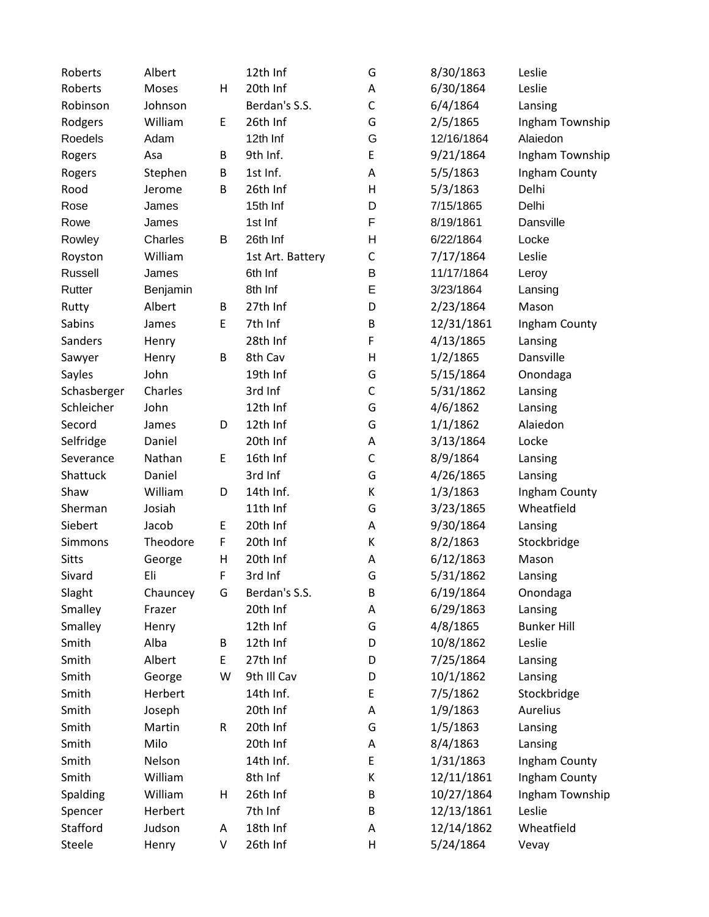| | | | | | | |
|---|---|---|---|---|---|---|
| Roberts | Albert | | 12th Inf | G | 8/30/1863 | Leslie |
| Roberts | Moses | H | 20th Inf | A | 6/30/1864 | Leslie |
| Robinson | Johnson | | Berdan's S.S. | C | 6/4/1864 | Lansing |
| Rodgers | William | E | 26th Inf | G | 2/5/1865 | Ingham Township |
| Roedels | Adam | | 12th Inf | G | 12/16/1864 | Alaiedon |
| Rogers | Asa | B | 9th Inf. | E | 9/21/1864 | Ingham Township |
| Rogers | Stephen | B | 1st Inf. | A | 5/5/1863 | Ingham County |
| Rood | Jerome | B | 26th Inf | H | 5/3/1863 | Delhi |
| Rose | James | | 15th Inf | D | 7/15/1865 | Delhi |
| Rowe | James | | 1st Inf | F | 8/19/1861 | Dansville |
| Rowley | Charles | B | 26th Inf | H | 6/22/1864 | Locke |
| Royston | William | | 1st Art. Battery | C | 7/17/1864 | Leslie |
| Russell | James | | 6th Inf | B | 11/17/1864 | Leroy |
| Rutter | Benjamin | | 8th Inf | E | 3/23/1864 | Lansing |
| Rutty | Albert | B | 27th Inf | D | 2/23/1864 | Mason |
| Sabins | James | E | 7th Inf | B | 12/31/1861 | Ingham County |
| Sanders | Henry | | 28th Inf | F | 4/13/1865 | Lansing |
| Sawyer | Henry | B | 8th Cav | H | 1/2/1865 | Dansville |
| Sayles | John | | 19th Inf | G | 5/15/1864 | Onondaga |
| Schasberger | Charles | | 3rd Inf | C | 5/31/1862 | Lansing |
| Schleicher | John | | 12th Inf | G | 4/6/1862 | Lansing |
| Secord | James | D | 12th Inf | G | 1/1/1862 | Alaiedon |
| Selfridge | Daniel | | 20th Inf | A | 3/13/1864 | Locke |
| Severance | Nathan | E | 16th Inf | C | 8/9/1864 | Lansing |
| Shattuck | Daniel | | 3rd Inf | G | 4/26/1865 | Lansing |
| Shaw | William | D | 14th Inf. | K | 1/3/1863 | Ingham County |
| Sherman | Josiah | | 11th Inf | G | 3/23/1865 | Wheatfield |
| Siebert | Jacob | E | 20th Inf | A | 9/30/1864 | Lansing |
| Simmons | Theodore | F | 20th Inf | K | 8/2/1863 | Stockbridge |
| Sitts | George | H | 20th Inf | A | 6/12/1863 | Mason |
| Sivard | Eli | F | 3rd Inf | G | 5/31/1862 | Lansing |
| Slaght | Chauncey | G | Berdan's S.S. | B | 6/19/1864 | Onondaga |
| Smalley | Frazer | | 20th Inf | A | 6/29/1863 | Lansing |
| Smalley | Henry | | 12th Inf | G | 4/8/1865 | Bunker Hill |
| Smith | Alba | B | 12th Inf | D | 10/8/1862 | Leslie |
| Smith | Albert | E | 27th Inf | D | 7/25/1864 | Lansing |
| Smith | George | W | 9th Ill Cav | D | 10/1/1862 | Lansing |
| Smith | Herbert | | 14th Inf. | E | 7/5/1862 | Stockbridge |
| Smith | Joseph | | 20th Inf | A | 1/9/1863 | Aurelius |
| Smith | Martin | R | 20th Inf | G | 1/5/1863 | Lansing |
| Smith | Milo | | 20th Inf | A | 8/4/1863 | Lansing |
| Smith | Nelson | | 14th Inf. | E | 1/31/1863 | Ingham County |
| Smith | William | | 8th Inf | K | 12/11/1861 | Ingham County |
| Spalding | William | H | 26th Inf | B | 10/27/1864 | Ingham Township |
| Spencer | Herbert | | 7th Inf | B | 12/13/1861 | Leslie |
| Stafford | Judson | A | 18th Inf | A | 12/14/1862 | Wheatfield |
| Steele | Henry | V | 26th Inf | H | 5/24/1864 | Vevay |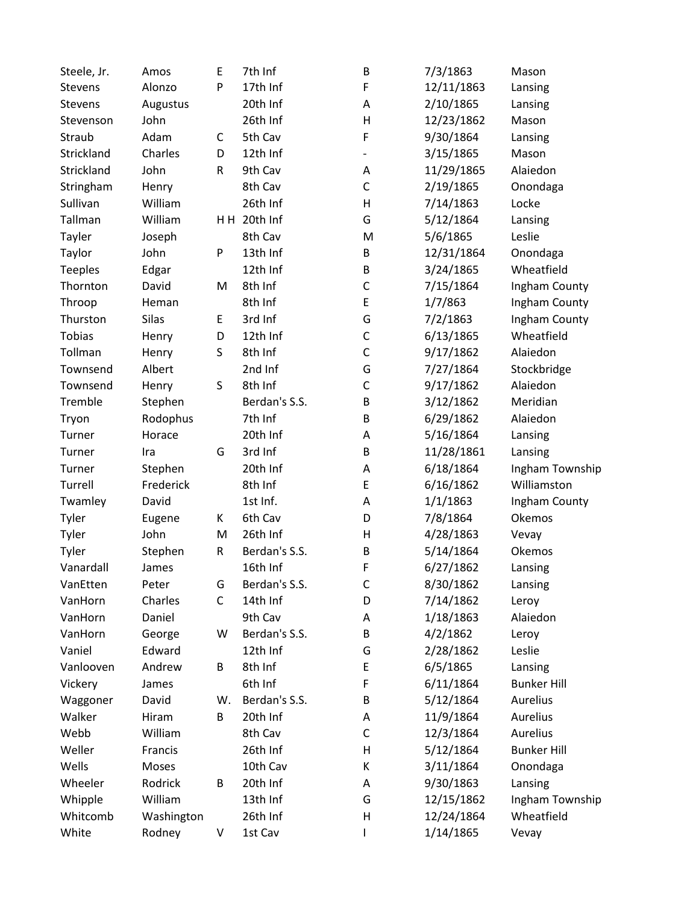| | | | | | | |
|---|---|---|---|---|---|---|
| Steele, Jr. | Amos | E | 7th Inf | B | 7/3/1863 | Mason |
| Stevens | Alonzo | P | 17th Inf | F | 12/11/1863 | Lansing |
| Stevens | Augustus | | 20th Inf | A | 2/10/1865 | Lansing |
| Stevenson | John | | 26th Inf | H | 12/23/1862 | Mason |
| Straub | Adam | C | 5th Cav | F | 9/30/1864 | Lansing |
| Strickland | Charles | D | 12th Inf | - | 3/15/1865 | Mason |
| Strickland | John | R | 9th Cav | A | 11/29/1865 | Alaiedon |
| Stringham | Henry | | 8th Cav | C | 2/19/1865 | Onondaga |
| Sullivan | William | | 26th Inf | H | 7/14/1863 | Locke |
| Tallman | William | H H | 20th Inf | G | 5/12/1864 | Lansing |
| Tayler | Joseph | | 8th Cav | M | 5/6/1865 | Leslie |
| Taylor | John | P | 13th Inf | B | 12/31/1864 | Onondaga |
| Teeples | Edgar | | 12th Inf | B | 3/24/1865 | Wheatfield |
| Thornton | David | M | 8th Inf | C | 7/15/1864 | Ingham County |
| Throop | Heman | | 8th Inf | E | 1/7/863 | Ingham County |
| Thurston | Silas | E | 3rd Inf | G | 7/2/1863 | Ingham County |
| Tobias | Henry | D | 12th Inf | C | 6/13/1865 | Wheatfield |
| Tollman | Henry | S | 8th Inf | C | 9/17/1862 | Alaiedon |
| Townsend | Albert | | 2nd Inf | G | 7/27/1864 | Stockbridge |
| Townsend | Henry | S | 8th Inf | C | 9/17/1862 | Alaiedon |
| Tremble | Stephen | | Berdan's S.S. | B | 3/12/1862 | Meridian |
| Tryon | Rodophus | | 7th Inf | B | 6/29/1862 | Alaiedon |
| Turner | Horace | | 20th Inf | A | 5/16/1864 | Lansing |
| Turner | Ira | G | 3rd Inf | B | 11/28/1861 | Lansing |
| Turner | Stephen | | 20th Inf | A | 6/18/1864 | Ingham Township |
| Turrell | Frederick | | 8th Inf | E | 6/16/1862 | Williamston |
| Twamley | David | | 1st Inf. | A | 1/1/1863 | Ingham County |
| Tyler | Eugene | K | 6th Cav | D | 7/8/1864 | Okemos |
| Tyler | John | M | 26th Inf | H | 4/28/1863 | Vevay |
| Tyler | Stephen | R | Berdan's S.S. | B | 5/14/1864 | Okemos |
| Vanardall | James | | 16th Inf | F | 6/27/1862 | Lansing |
| VanEtten | Peter | G | Berdan's S.S. | C | 8/30/1862 | Lansing |
| VanHorn | Charles | C | 14th Inf | D | 7/14/1862 | Leroy |
| VanHorn | Daniel | | 9th Cav | A | 1/18/1863 | Alaiedon |
| VanHorn | George | W | Berdan's S.S. | B | 4/2/1862 | Leroy |
| Vaniel | Edward | | 12th Inf | G | 2/28/1862 | Leslie |
| Vanlooven | Andrew | B | 8th Inf | E | 6/5/1865 | Lansing |
| Vickery | James | | 6th Inf | F | 6/11/1864 | Bunker Hill |
| Waggoner | David | W. | Berdan's S.S. | B | 5/12/1864 | Aurelius |
| Walker | Hiram | B | 20th Inf | A | 11/9/1864 | Aurelius |
| Webb | William | | 8th Cav | C | 12/3/1864 | Aurelius |
| Weller | Francis | | 26th Inf | H | 5/12/1864 | Bunker Hill |
| Wells | Moses | | 10th Cav | K | 3/11/1864 | Onondaga |
| Wheeler | Rodrick | B | 20th Inf | A | 9/30/1863 | Lansing |
| Whipple | William | | 13th Inf | G | 12/15/1862 | Ingham Township |
| Whitcomb | Washington | | 26th Inf | H | 12/24/1864 | Wheatfield |
| White | Rodney | V | 1st Cav | I | 1/14/1865 | Vevay |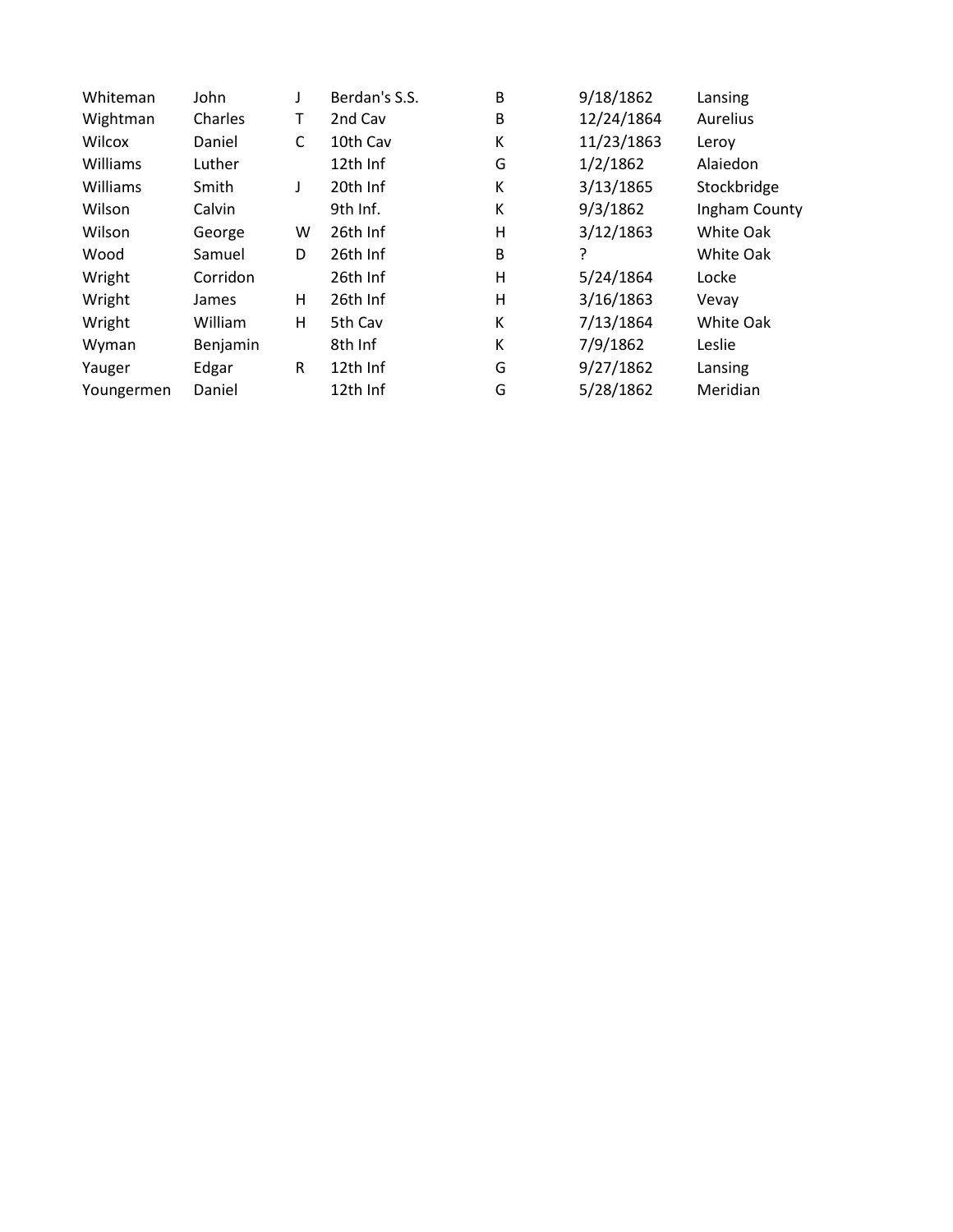| | | | | | | |
|---|---|---|---|---|---|---|
| Whiteman | John | J | Berdan's S.S. | B | 9/18/1862 | Lansing |
| Wightman | Charles | T | 2nd Cav | B | 12/24/1864 | Aurelius |
| Wilcox | Daniel | C | 10th Cav | K | 11/23/1863 | Leroy |
| Williams | Luther | | 12th Inf | G | 1/2/1862 | Alaiedon |
| Williams | Smith | J | 20th Inf | K | 3/13/1865 | Stockbridge |
| Wilson | Calvin | | 9th Inf. | K | 9/3/1862 | Ingham County |
| Wilson | George | W | 26th Inf | H | 3/12/1863 | White Oak |
| Wood | Samuel | D | 26th Inf | B | ? | White Oak |
| Wright | Corridon | | 26th Inf | H | 5/24/1864 | Locke |
| Wright | James | H | 26th Inf | H | 3/16/1863 | Vevay |
| Wright | William | H | 5th Cav | K | 7/13/1864 | White Oak |
| Wyman | Benjamin | | 8th Inf | K | 7/9/1862 | Leslie |
| Yauger | Edgar | R | 12th Inf | G | 9/27/1862 | Lansing |
| Youngermen | Daniel | | 12th Inf | G | 5/28/1862 | Meridian |